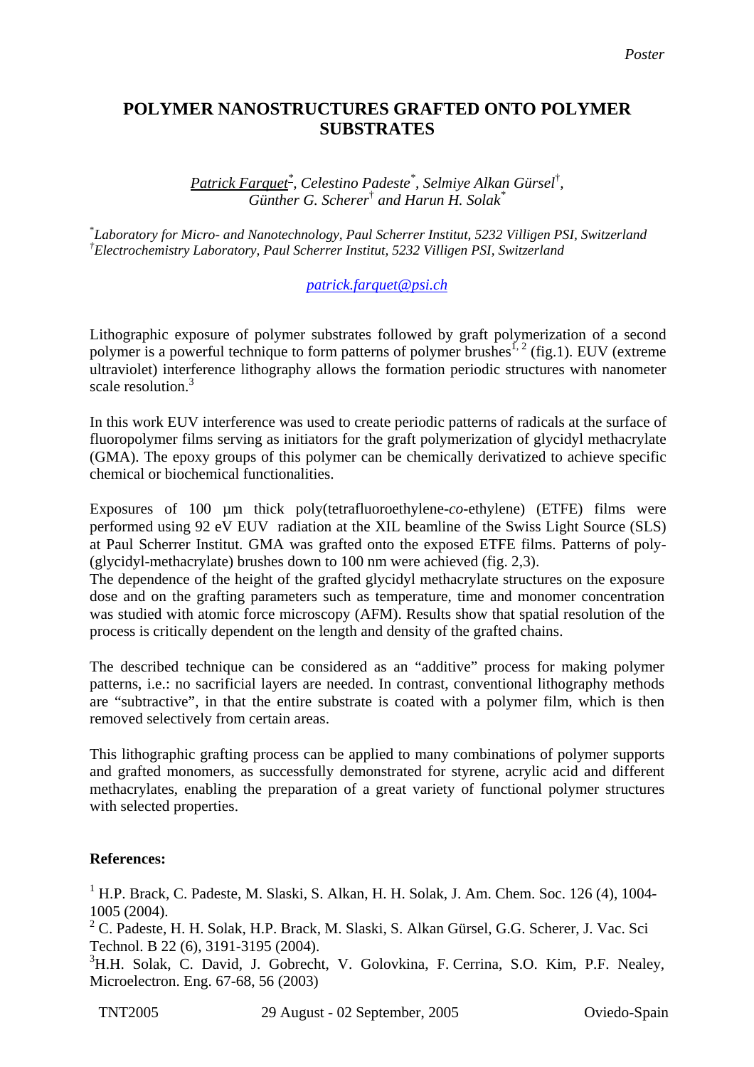Poster

# POLYMER NANOSTRUCTURES GRAFTED ONTO POLYMER SUBSTRATES

*Patrick Farquet*[*], *Celestino Padeste*[*], *Selmiye Alkan Gürsel*[†], *Günther G. Scherer*[†] *and Harun H. Solak*[*]

[*] *Laboratory for Micro- and Nanotechnology, Paul Scherrer Institut, 5232 Villigen PSI, Switzerland*
[†] *Electrochemistry Laboratory, Paul Scherrer Institut, 5232 Villigen PSI, Switzerland*

*patrick.farquet@psi.ch*

Lithographic exposure of polymer substrates followed by graft polymerization of a second polymer is a powerful technique to form patterns of polymer brushes[1, 2] (fig.1). EUV (extreme ultraviolet) interference lithography allows the formation periodic structures with nanometer scale resolution.[3]

In this work EUV interference was used to create periodic patterns of radicals at the surface of fluoropolymer films serving as initiators for the graft polymerization of glycidyl methacrylate (GMA). The epoxy groups of this polymer can be chemically derivatized to achieve specific chemical or biochemical functionalities.

Exposures of 100 µm thick poly(tetrafluoroethylene-*co*-ethylene) (ETFE) films were performed using 92 eV EUV radiation at the XIL beamline of the Swiss Light Source (SLS) at Paul Scherrer Institut. GMA was grafted onto the exposed ETFE films. Patterns of poly-(glycidyl-methacrylate) brushes down to 100 nm were achieved (fig. 2,3).
The dependence of the height of the grafted glycidyl methacrylate structures on the exposure dose and on the grafting parameters such as temperature, time and monomer concentration was studied with atomic force microscopy (AFM). Results show that spatial resolution of the process is critically dependent on the length and density of the grafted chains.

The described technique can be considered as an "additive" process for making polymer patterns, i.e.: no sacrificial layers are needed. In contrast, conventional lithography methods are "subtractive", in that the entire substrate is coated with a polymer film, which is then removed selectively from certain areas.

This lithographic grafting process can be applied to many combinations of polymer supports and grafted monomers, as successfully demonstrated for styrene, acrylic acid and different methacrylates, enabling the preparation of a great variety of functional polymer structures with selected properties.

**References:**

[1] H.P. Brack, C. Padeste, M. Slaski, S. Alkan, H. H. Solak, J. Am. Chem. Soc. 126 (4), 1004-1005 (2004).
[2] C. Padeste, H. H. Solak, H.P. Brack, M. Slaski, S. Alkan Gürsel, G.G. Scherer, J. Vac. Sci Technol. B 22 (6), 3191-3195 (2004).
[3] H.H. Solak, C. David, J. Gobrecht, V. Golovkina, F. Cerrina, S.O. Kim, P.F. Nealey, Microelectron. Eng. 67-68, 56 (2003)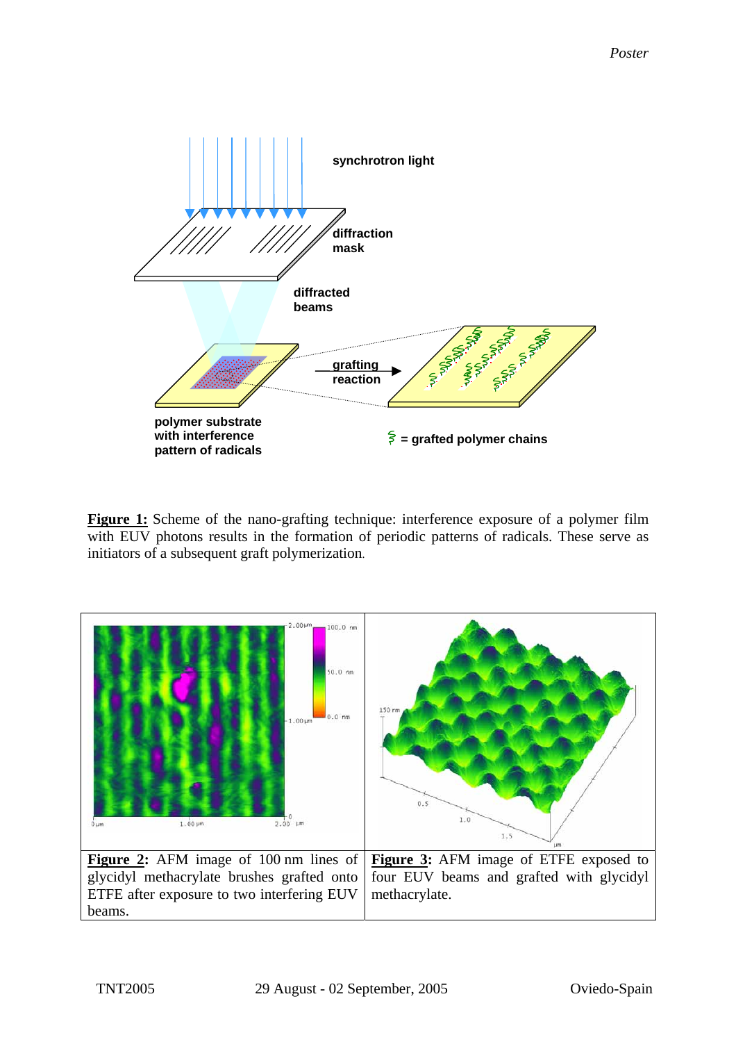synchrotron light

diffraction mask

diffracted beams

grafting reaction

polymer substrate with interference pattern of radicals

= grafted polymer chains

**Figure 1:** Scheme of the nano-grafting technique: interference exposure of a polymer film with EUV photons results in the formation of periodic patterns of radicals. These serve as initiators of a subsequent graft polymerization.

2.00 µm

100.0 nm

50.0 nm

0.0 nm

1.00 µm

0

0 µm

1.00 µm

2.00 µm

150 nm

0.5

1.0

1.5

µm

**Figure 2:** AFM image of 100 nm lines of glycidyl methacrylate brushes grafted onto ETFE after exposure to two interfering EUV beams.

**Figure 3:** AFM image of ETFE exposed to four EUV beams and grafted with glycidyl methacrylate.